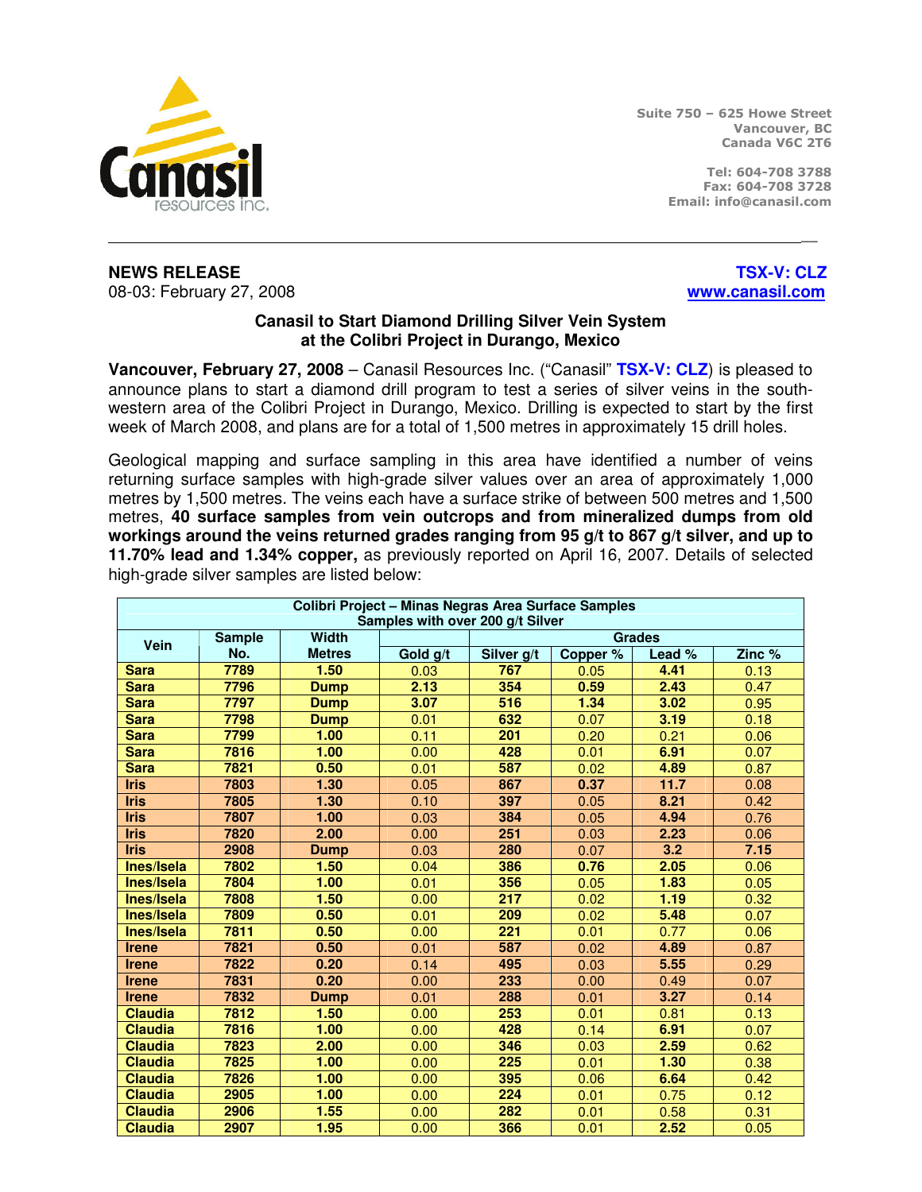Suite 750 – 625 Howe Street
Vancouver, BC
Canada V6C 2T6

Tel: 604-708 3788
Fax: 604-708 3728
Email: info@canasil.com

---

**NEWS RELEASE**
08-03: February 27, 2008

**TSX-V: CLZ**
**www.canasil.com**

## Canasil to Start Diamond Drilling Silver Vein System at the Colibri Project in Durango, Mexico

**Vancouver, February 27, 2008** – Canasil Resources Inc. ("Canasil" **TSX-V: CLZ**) is pleased to announce plans to start a diamond drill program to test a series of silver veins in the south-western area of the Colibri Project in Durango, Mexico. Drilling is expected to start by the first week of March 2008, and plans are for a total of 1,500 metres in approximately 15 drill holes.

Geological mapping and surface sampling in this area have identified a number of veins returning surface samples with high-grade silver values over an area of approximately 1,000 metres by 1,500 metres. The veins each have a surface strike of between 500 metres and 1,500 metres, **40 surface samples from vein outcrops and from mineralized dumps from old workings around the veins returned grades ranging from 95 g/t to 867 g/t silver, and up to 11.70% lead and 1.34% copper,** as previously reported on April 16, 2007. Details of selected high-grade silver samples are listed below:

**Colibri Project – Minas Negras Area Surface Samples**
**Samples with over 200 g/t Silver**

| Vein | Sample No. | Width Metres | Grades | | | | |
|---|---|---|---|---|---|---|---|
| | | | Gold g/t | Silver g/t | Copper % | Lead % | Zinc % |
| Sara | 7789 | 1.50 | 0.03 | 767 | 0.05 | 4.41 | 0.13 |
| Sara | 7796 | Dump | 2.13 | 354 | 0.59 | 2.43 | 0.47 |
| Sara | 7797 | Dump | 3.07 | 516 | 1.34 | 3.02 | 0.95 |
| Sara | 7798 | Dump | 0.01 | 632 | 0.07 | 3.19 | 0.18 |
| Sara | 7799 | 1.00 | 0.11 | 201 | 0.20 | 0.21 | 0.06 |
| Sara | 7816 | 1.00 | 0.00 | 428 | 0.01 | 6.91 | 0.07 |
| Sara | 7821 | 0.50 | 0.01 | 587 | 0.02 | 4.89 | 0.87 |
| Iris | 7803 | 1.30 | 0.05 | 867 | 0.37 | 11.7 | 0.08 |
| Iris | 7805 | 1.30 | 0.10 | 397 | 0.05 | 8.21 | 0.42 |
| Iris | 7807 | 1.00 | 0.03 | 384 | 0.05 | 4.94 | 0.76 |
| Iris | 7820 | 2.00 | 0.00 | 251 | 0.03 | 2.23 | 0.06 |
| Iris | 2908 | Dump | 0.03 | 280 | 0.07 | 3.2 | 7.15 |
| Ines/Isela | 7802 | 1.50 | 0.04 | 386 | 0.76 | 2.05 | 0.06 |
| Ines/Isela | 7804 | 1.00 | 0.01 | 356 | 0.05 | 1.83 | 0.05 |
| Ines/Isela | 7808 | 1.50 | 0.00 | 217 | 0.02 | 1.19 | 0.32 |
| Ines/Isela | 7809 | 0.50 | 0.01 | 209 | 0.02 | 5.48 | 0.07 |
| Ines/Isela | 7811 | 0.50 | 0.00 | 221 | 0.01 | 0.77 | 0.06 |
| Irene | 7821 | 0.50 | 0.01 | 587 | 0.02 | 4.89 | 0.87 |
| Irene | 7822 | 0.20 | 0.14 | 495 | 0.03 | 5.55 | 0.29 |
| Irene | 7831 | 0.20 | 0.00 | 233 | 0.00 | 0.49 | 0.07 |
| Irene | 7832 | Dump | 0.01 | 288 | 0.01 | 3.27 | 0.14 |
| Claudia | 7812 | 1.50 | 0.00 | 253 | 0.01 | 0.81 | 0.13 |
| Claudia | 7816 | 1.00 | 0.00 | 428 | 0.14 | 6.91 | 0.07 |
| Claudia | 7823 | 2.00 | 0.00 | 346 | 0.03 | 2.59 | 0.62 |
| Claudia | 7825 | 1.00 | 0.00 | 225 | 0.01 | 1.30 | 0.38 |
| Claudia | 7826 | 1.00 | 0.00 | 395 | 0.06 | 6.64 | 0.42 |
| Claudia | 2905 | 1.00 | 0.00 | 224 | 0.01 | 0.75 | 0.12 |
| Claudia | 2906 | 1.55 | 0.00 | 282 | 0.01 | 0.58 | 0.31 |
| Claudia | 2907 | 1.95 | 0.00 | 366 | 0.01 | 2.52 | 0.05 |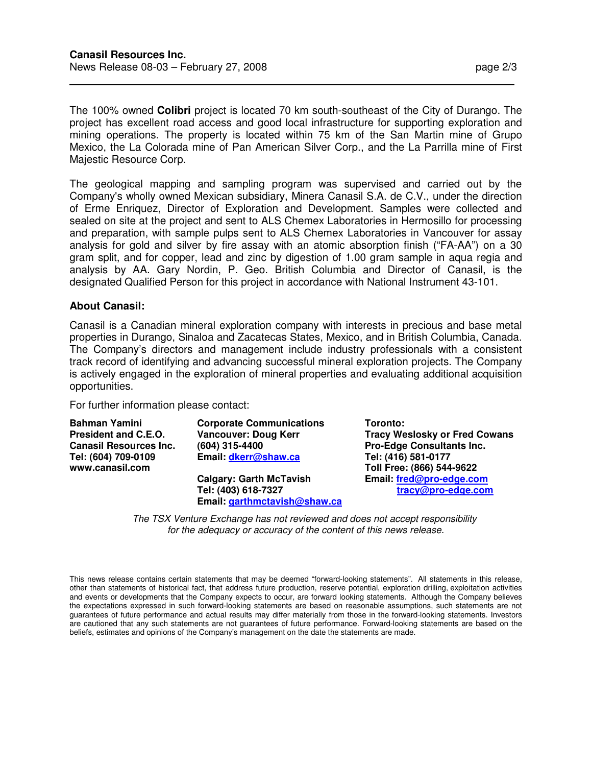The 100% owned **Colibri** project is located 70 km south-southeast of the City of Durango. The project has excellent road access and good local infrastructure for supporting exploration and mining operations. The property is located within 75 km of the San Martin mine of Grupo Mexico, the La Colorada mine of Pan American Silver Corp., and the La Parrilla mine of First Majestic Resource Corp.

The geological mapping and sampling program was supervised and carried out by the Company's wholly owned Mexican subsidiary, Minera Canasil S.A. de C.V., under the direction of Erme Enriquez, Director of Exploration and Development. Samples were collected and sealed on site at the project and sent to ALS Chemex Laboratories in Hermosillo for processing and preparation, with sample pulps sent to ALS Chemex Laboratories in Vancouver for assay analysis for gold and silver by fire assay with an atomic absorption finish ("FA-AA") on a 30 gram split, and for copper, lead and zinc by digestion of 1.00 gram sample in aqua regia and analysis by AA. Gary Nordin, P. Geo. British Columbia and Director of Canasil, is the designated Qualified Person for this project in accordance with National Instrument 43-101.

## About Canasil:

Canasil is a Canadian mineral exploration company with interests in precious and base metal properties in Durango, Sinaloa and Zacatecas States, Mexico, and in British Columbia, Canada. The Company's directors and management include industry professionals with a consistent track record of identifying and advancing successful mineral exploration projects. The Company is actively engaged in the exploration of mineral properties and evaluating additional acquisition opportunities.

For further information please contact:

**Bahman Yamini**
**President and C.E.O.**
**Canasil Resources Inc.**
**Tel: (604) 709-0109**
**www.canasil.com**

**Corporate Communications**
**Vancouver: Doug Kerr**
**(604) 315-4400**
**Email: dkerr@shaw.ca**

**Calgary: Garth McTavish**
**Tel: (403) 618-7327**
**Email: garthmctavish@shaw.ca**

**Toronto:**
**Tracy Weslosky or Fred Cowans**
**Pro-Edge Consultants Inc.**
**Tel: (416) 581-0177**
**Toll Free: (866) 544-9622**
**Email: fred@pro-edge.com**
**tracy@pro-edge.com**

*The TSX Venture Exchange has not reviewed and does not accept responsibility for the adequacy or accuracy of the content of this news release.*

This news release contains certain statements that may be deemed "forward-looking statements". All statements in this release, other than statements of historical fact, that address future production, reserve potential, exploration drilling, exploitation activities and events or developments that the Company expects to occur, are forward looking statements. Although the Company believes the expectations expressed in such forward-looking statements are based on reasonable assumptions, such statements are not guarantees of future performance and actual results may differ materially from those in the forward-looking statements. Investors are cautioned that any such statements are not guarantees of future performance. Forward-looking statements are based on the beliefs, estimates and opinions of the Company's management on the date the statements are made.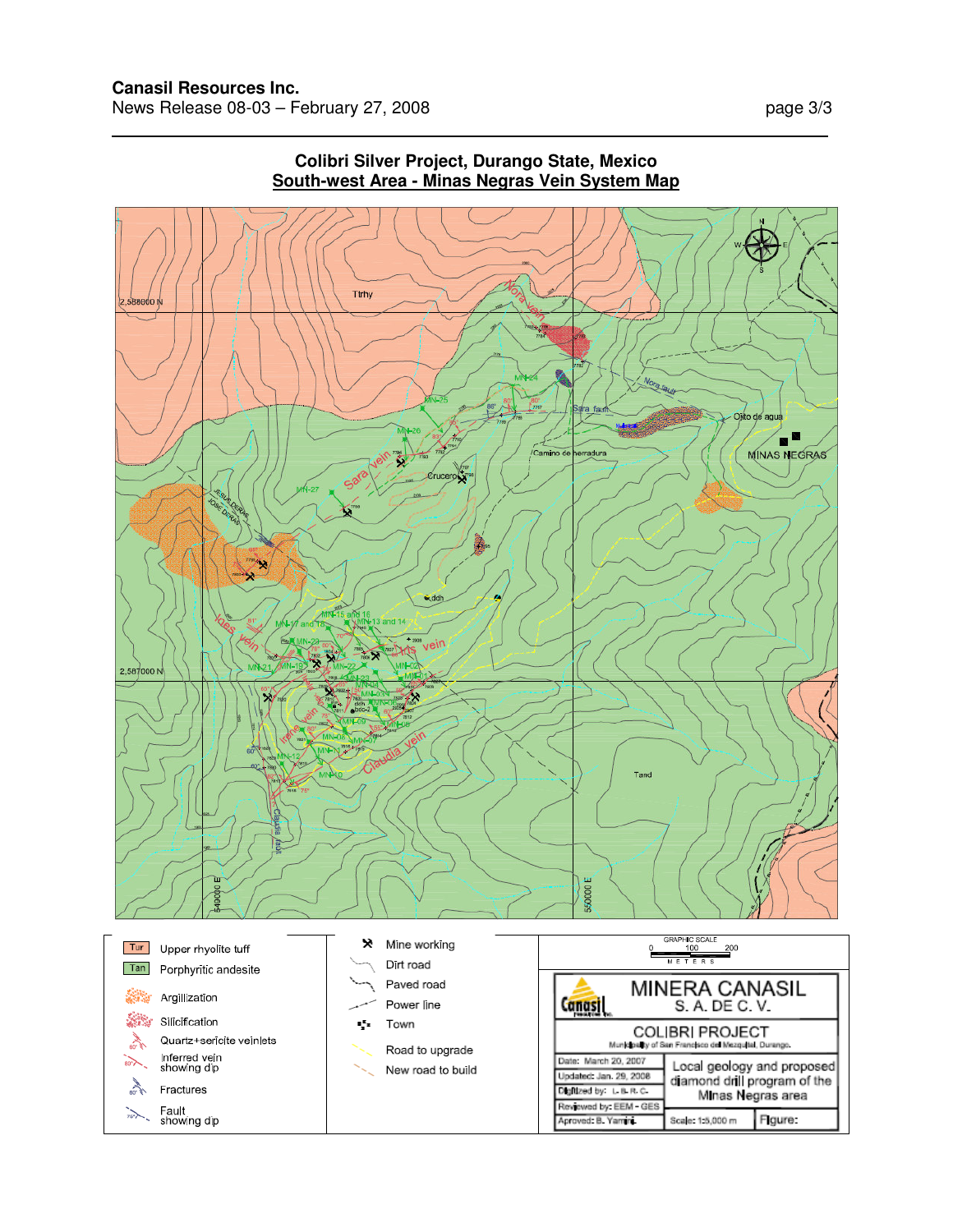## Colibri Silver Project, Durango State, Mexico

## South-west Area - Minas Negras Vein System Map

Tur Upper rhyolite tuff

Tan Porphyritic andesite

Argillization

Silicification

Quartz+sericite veinlets

Inferred vein showing dip

Fractures

Fault showing dip

Mine working

Dirt road

Paved road

Power line

Town

Road to upgrade

New road to build

GRAPHIC SCALE 0 100 200 METERS

MINERA CANASIL S. A. DE C. V.

COLIBRI PROJECT

Municipality of San Francisco del Mezquital, Durango.

Date: March 20, 2007

Updated: Jan. 29, 2008

Digitized by: L-B-R-C

Reviewed by: EEM - GES

Aproved: B. Yamini

Local geology and proposed diamond drill program of the Minas Negras area

Scale: 1:5,000 m

Figure: